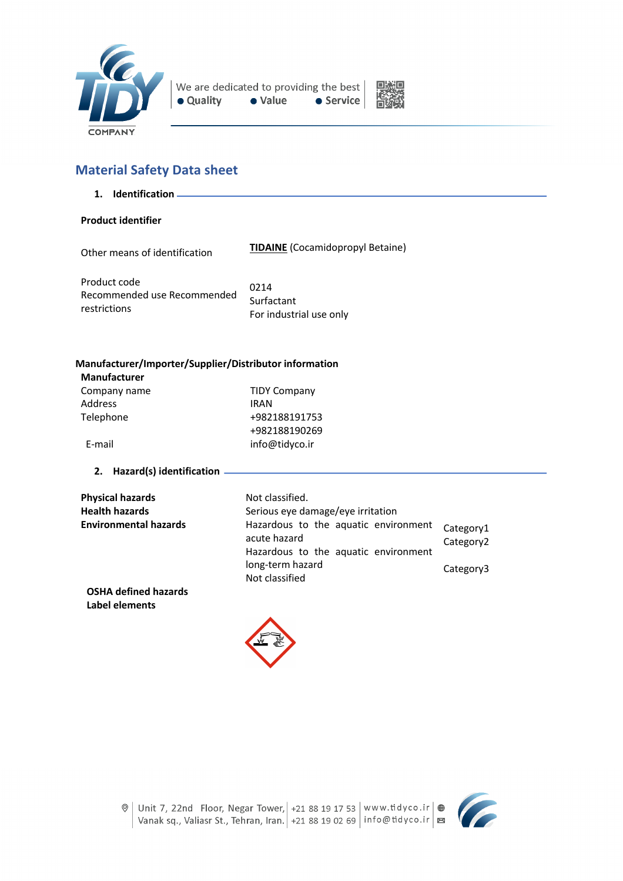# Material Safety Data sheet

## 1. Identification

**Product identifier**

| | |
|---|---|
| Other means of identification | **TIDAINE** (Cocamidopropyl Betaine) |
| Product code | 0214 |
| Recommended use Recommended | Surfactant |
| restrictions | For industrial use only |

**Manufacturer/Importer/Supplier/Distributor information**

**Manufacturer**

| | |
|---|---|
| Company name | TIDY Company |
| Address | IRAN |
| Telephone | +982188191753 |
| | +982188190269 |
| E-mail | info@tidyco.ir |

## 2. Hazard(s) identification

| | | |
|---|---|---|
| **Physical hazards** | Not classified. | |
| **Health hazards** | Serious eye damage/eye irritation | Category1 |
| **Environmental hazards** | Hazardous to the aquatic environment acute hazard | Category2 |
| | Hazardous to the aquatic environment long-term hazard | Category3 |
| **OSHA defined hazards** | Not classified | |

**Label elements**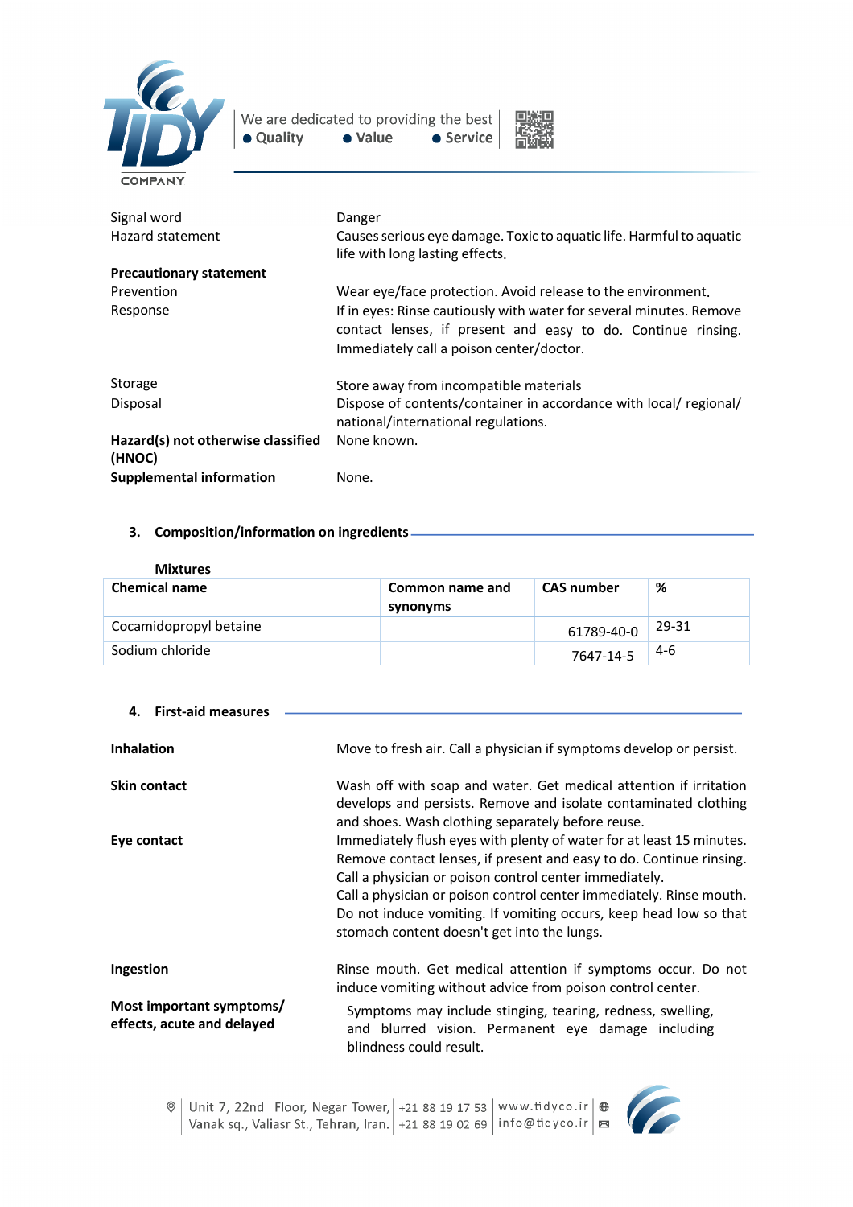| | |
|---|---|
| Signal word | Danger |
| Hazard statement | Causes serious eye damage. Toxic to aquatic life. Harmful to aquatic life with long lasting effects. |
| **Precautionary statement** | |
| Prevention | Wear eye/face protection. Avoid release to the environment. |
| Response | If in eyes: Rinse cautiously with water for several minutes. Remove contact lenses, if present and easy to do. Continue rinsing. Immediately call a poison center/doctor. |
| Storage | Store away from incompatible materials |
| Disposal | Dispose of contents/container in accordance with local/ regional/ national/international regulations. |
| **Hazard(s) not otherwise classified (HNOC)** | None known. |
| **Supplemental information** | None. |

## 3. Composition/information on ingredients

**Mixtures**

| Chemical name | Common name and synonyms | CAS number | % |
|---|---|---|---|
| Cocamidopropyl betaine | | 61789-40-0 | 29-31 |
| Sodium chloride | | 7647-14-5 | 4-6 |

## 4. First-aid measures

| | |
|---|---|
| **Inhalation** | Move to fresh air. Call a physician if symptoms develop or persist. |
| **Skin contact** | Wash off with soap and water. Get medical attention if irritation develops and persists. Remove and isolate contaminated clothing and shoes. Wash clothing separately before reuse. |
| **Eye contact** | Immediately flush eyes with plenty of water for at least 15 minutes. Remove contact lenses, if present and easy to do. Continue rinsing. Call a physician or poison control center immediately.<br>Call a physician or poison control center immediately. Rinse mouth. Do not induce vomiting. If vomiting occurs, keep head low so that stomach content doesn't get into the lungs. |
| **Ingestion** | Rinse mouth. Get medical attention if symptoms occur. Do not induce vomiting without advice from poison control center. |
| **Most important symptoms/ effects, acute and delayed** | Symptoms may include stinging, tearing, redness, swelling, and blurred vision. Permanent eye damage including blindness could result. |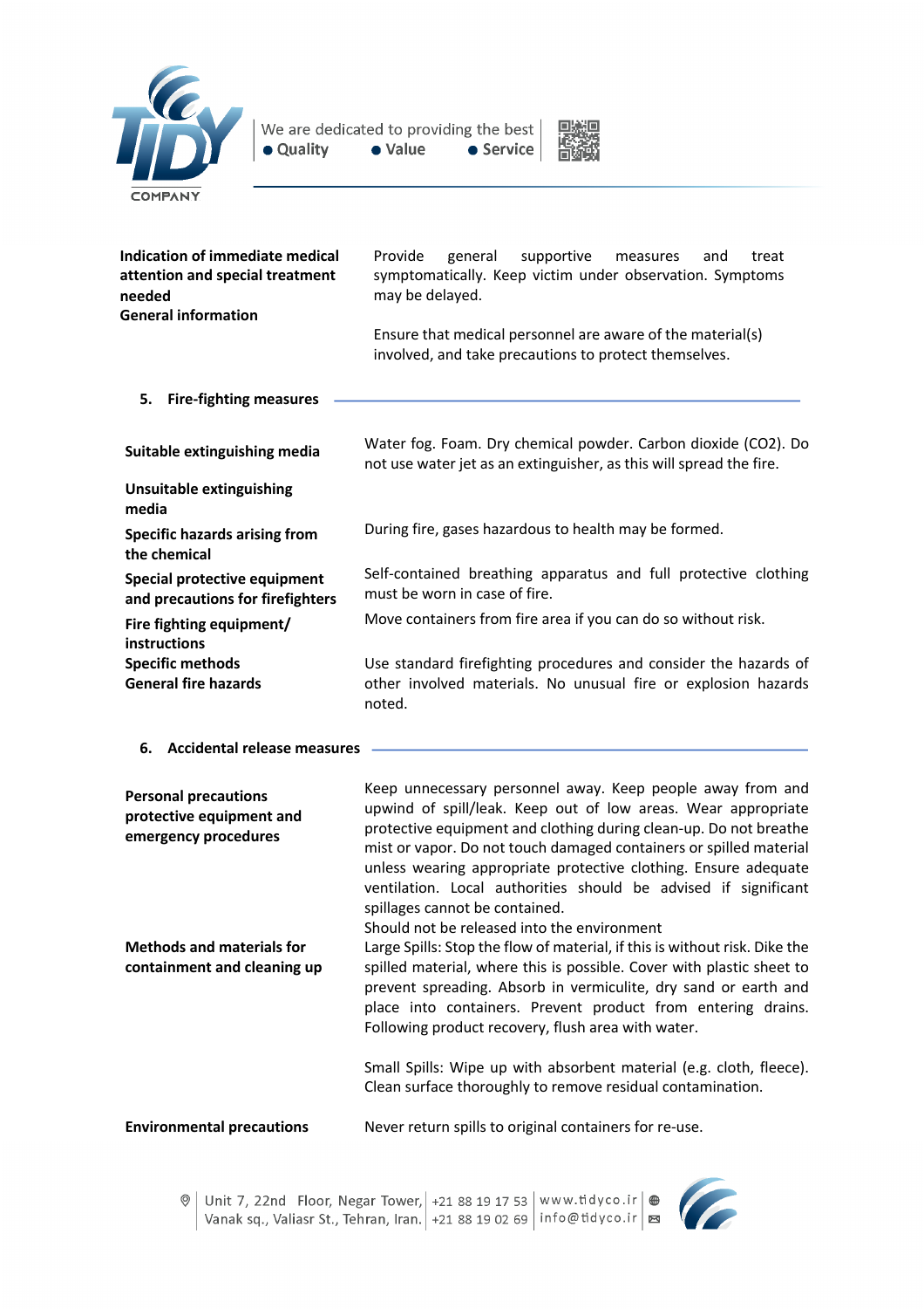| | |
|---|---|
| **Indication of immediate medical attention and special treatment needed** | Provide general supportive measures and treat symptomatically. Keep victim under observation. Symptoms may be delayed. |
| **General information** | Ensure that medical personnel are aware of the material(s) involved, and take precautions to protect themselves. |

## 5. Fire-fighting measures

| | |
|---|---|
| **Suitable extinguishing media** | Water fog. Foam. Dry chemical powder. Carbon dioxide ($CO_2$). Do not use water jet as an extinguisher, as this will spread the fire. |
| **Unsuitable extinguishing media** | |
| **Specific hazards arising from the chemical** | During fire, gases hazardous to health may be formed. |
| **Special protective equipment and precautions for firefighters** | Self-contained breathing apparatus and full protective clothing must be worn in case of fire. |
| **Fire fighting equipment/ instructions** | Move containers from fire area if you can do so without risk. |
| **Specific methods** | |
| **General fire hazards** | Use standard firefighting procedures and consider the hazards of other involved materials. No unusual fire or explosion hazards noted. |

## 6. Accidental release measures

| | |
|---|---|
| **Personal precautions protective equipment and emergency procedures** | Keep unnecessary personnel away. Keep people away from and upwind of spill/leak. Keep out of low areas. Wear appropriate protective equipment and clothing during clean-up. Do not breathe mist or vapor. Do not touch damaged containers or spilled material unless wearing appropriate protective clothing. Ensure adequate ventilation. Local authorities should be advised if significant spillages cannot be contained.<br>Should not be released into the environment |
| **Methods and materials for containment and cleaning up** | Large Spills: Stop the flow of material, if this is without risk. Dike the spilled material, where this is possible. Cover with plastic sheet to prevent spreading. Absorb in vermiculite, dry sand or earth and place into containers. Prevent product from entering drains. Following product recovery, flush area with water.<br><br>Small Spills: Wipe up with absorbent material (e.g. cloth, fleece). Clean surface thoroughly to remove residual contamination. |
| **Environmental precautions** | Never return spills to original containers for re-use. |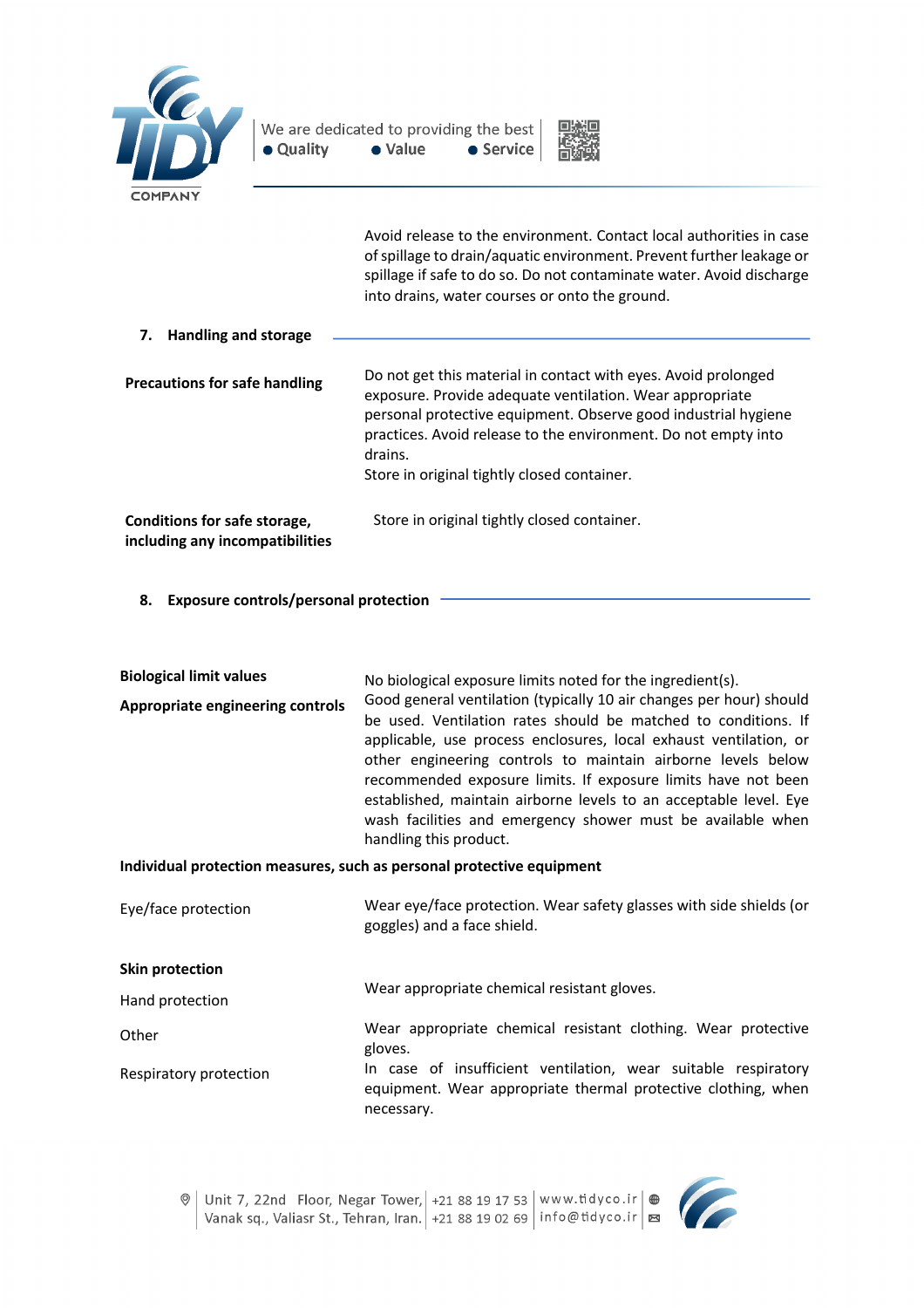Avoid release to the environment. Contact local authorities in case of spillage to drain/aquatic environment. Prevent further leakage or spillage if safe to do so. Do not contaminate water. Avoid discharge into drains, water courses or onto the ground.

## 7. Handling and storage

**Precautions for safe handling**

Do not get this material in contact with eyes. Avoid prolonged exposure. Provide adequate ventilation. Wear appropriate personal protective equipment. Observe good industrial hygiene practices. Avoid release to the environment. Do not empty into drains.
Store in original tightly closed container.

**Conditions for safe storage, including any incompatibilities**

Store in original tightly closed container.

## 8. Exposure controls/personal protection

**Biological limit values**

No biological exposure limits noted for the ingredient(s).

**Appropriate engineering controls**

Good general ventilation (typically 10 air changes per hour) should be used. Ventilation rates should be matched to conditions. If applicable, use process enclosures, local exhaust ventilation, or other engineering controls to maintain airborne levels below recommended exposure limits. If exposure limits have not been established, maintain airborne levels to an acceptable level. Eye wash facilities and emergency shower must be available when handling this product.

**Individual protection measures, such as personal protective equipment**

Eye/face protection

Wear eye/face protection. Wear safety glasses with side shields (or goggles) and a face shield.

**Skin protection**

Hand protection

Wear appropriate chemical resistant gloves.

Other

Wear appropriate chemical resistant clothing. Wear protective gloves.

Respiratory protection

In case of insufficient ventilation, wear suitable respiratory equipment. Wear appropriate thermal protective clothing, when necessary.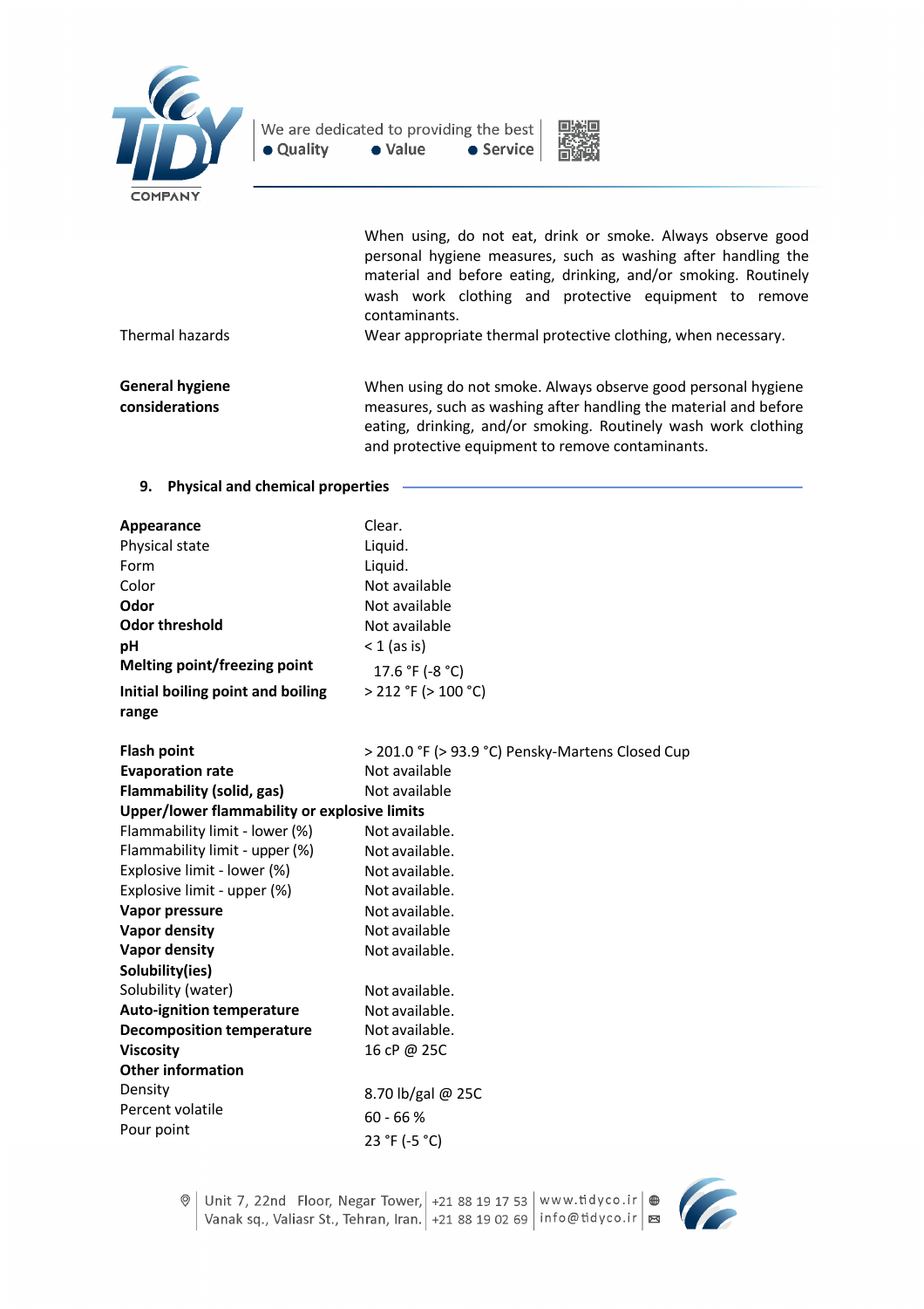| | |
|---|---|
| | When using, do not eat, drink or smoke. Always observe good personal hygiene measures, such as washing after handling the material and before eating, drinking, and/or smoking. Routinely wash work clothing and protective equipment to remove contaminants. |
| Thermal hazards | Wear appropriate thermal protective clothing, when necessary. |
| **General hygiene considerations** | When using do not smoke. Always observe good personal hygiene measures, such as washing after handling the material and before eating, drinking, and/or smoking. Routinely wash work clothing and protective equipment to remove contaminants. |

## 9. Physical and chemical properties

| | |
|---|---|
| **Appearance** | Clear. |
| Physical state | Liquid. |
| Form | Liquid. |
| Color | Not available |
| **Odor** | Not available |
| **Odor threshold** | Not available |
| **pH** | < 1 (as is) |
| **Melting point/freezing point** | 17.6 °F (-8 °C) |
| **Initial boiling point and boiling range** | > 212 °F (> 100 °C) |
| **Flash point** | > 201.0 °F (> 93.9 °C) Pensky-Martens Closed Cup |
| **Evaporation rate** | Not available |
| **Flammability (solid, gas)** | Not available |
| **Upper/lower flammability or explosive limits** | |
| Flammability limit - lower (%) | Not available. |
| Flammability limit - upper (%) | Not available. |
| Explosive limit - lower (%) | Not available. |
| Explosive limit - upper (%) | Not available. |
| **Vapor pressure** | Not available. |
| **Vapor density** | Not available |
| **Vapor density** | Not available. |
| **Solubility(ies)** | |
| Solubility (water) | Not available. |
| **Auto-ignition temperature** | Not available. |
| **Decomposition temperature** | Not available. |
| **Viscosity** | 16 cP @ 25C |
| **Other information** | |
| Density | 8.70 lb/gal @ 25C |
| Percent volatile | 60 - 66 % |
| Pour point | 23 °F (-5 °C) |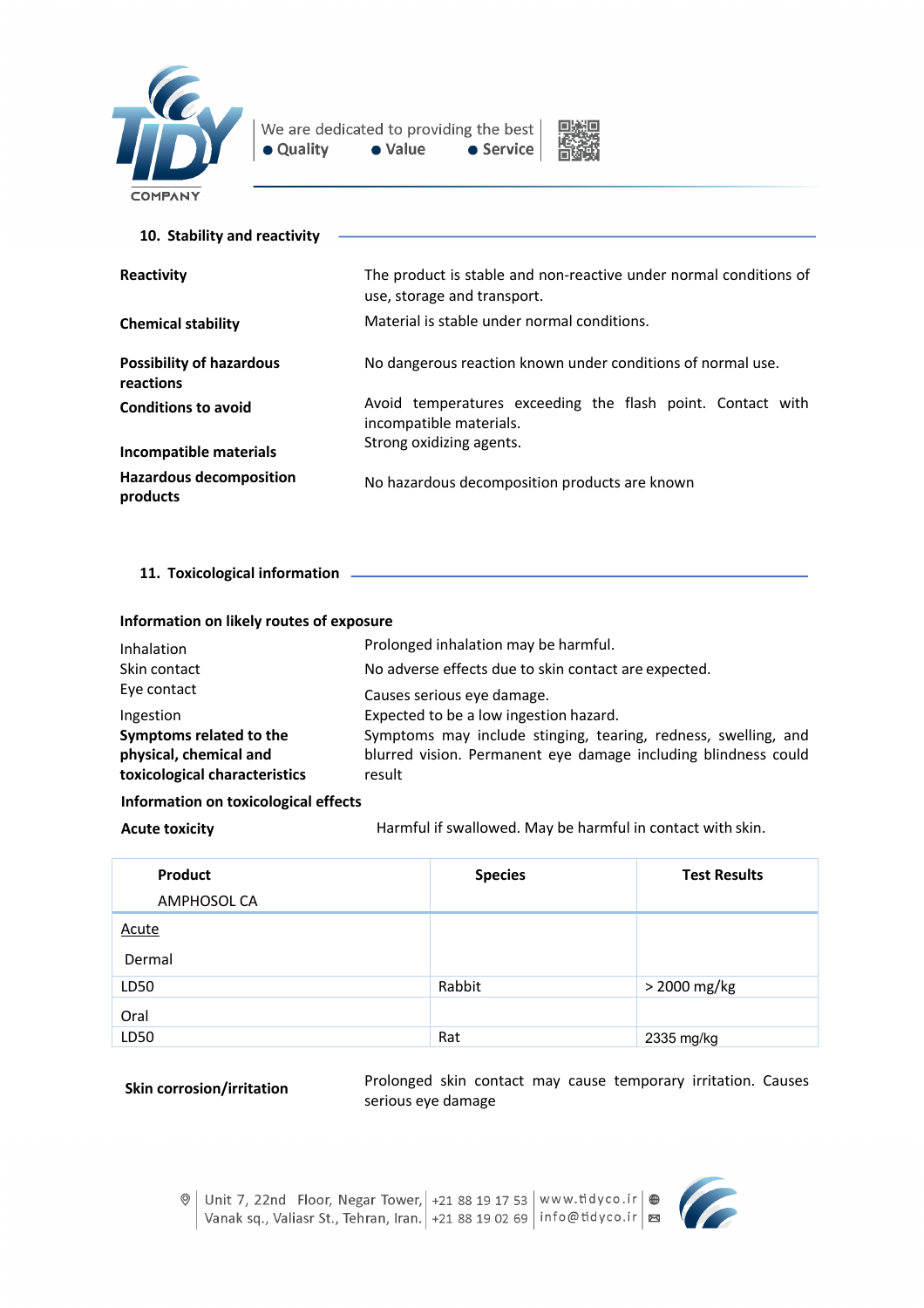## 10. Stability and reactivity

**Reactivity**
The product is stable and non-reactive under normal conditions of use, storage and transport.

**Chemical stability**
Material is stable under normal conditions.

**Possibility of hazardous reactions**
No dangerous reaction known under conditions of normal use.

**Conditions to avoid**
Avoid temperatures exceeding the flash point. Contact with incompatible materials.

**Incompatible materials**
Strong oxidizing agents.

**Hazardous decomposition products**
No hazardous decomposition products are known

## 11. Toxicological information

**Information on likely routes of exposure**

Inhalation
Prolonged inhalation may be harmful.

Skin contact
No adverse effects due to skin contact are expected.

Eye contact
Causes serious eye damage.

Ingestion
Expected to be a low ingestion hazard.

**Symptoms related to the physical, chemical and toxicological characteristics**
Symptoms may include stinging, tearing, redness, swelling, and blurred vision. Permanent eye damage including blindness could result

**Information on toxicological effects**

**Acute toxicity**
Harmful if swallowed. May be harmful in contact with skin.

| **Product** AMPHOSOL CA | **Species** | **Test Results** |
|---|---|---|
| Acute | | |
| Dermal | | |
| LD50 | Rabbit | > 2000 mg/kg |
| Oral | | |
| LD50 | Rat | 2335 mg/kg |

**Skin corrosion/irritation**
Prolonged skin contact may cause temporary irritation. Causes serious eye damage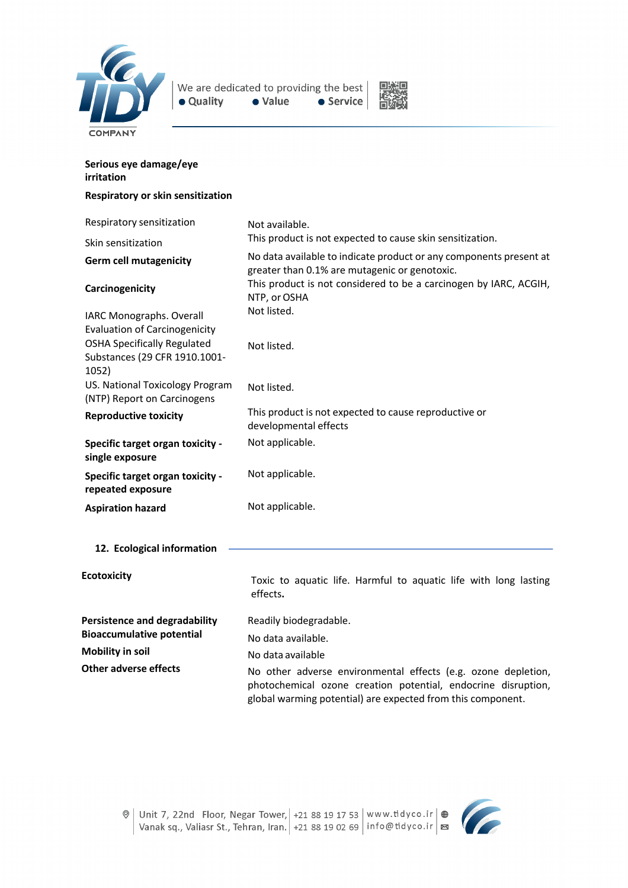**Serious eye damage/eye irritation**

**Respiratory or skin sensitization**

| | |
|---|---|
| Respiratory sensitization | Not available. |
| Skin sensitization | This product is not expected to cause skin sensitization. |
| **Germ cell mutagenicity** | No data available to indicate product or any components present at greater than 0.1% are mutagenic or genotoxic. |
| **Carcinogenicity** | This product is not considered to be a carcinogen by IARC, ACGIH, NTP, or OSHA |
| IARC Monographs. Overall Evaluation of Carcinogenicity | Not listed. |
| OSHA Specifically Regulated Substances (29 CFR 1910.1001-1052) | Not listed. |
| US. National Toxicology Program (NTP) Report on Carcinogens | Not listed. |
| **Reproductive toxicity** | This product is not expected to cause reproductive or developmental effects |
| **Specific target organ toxicity - single exposure** | Not applicable. |
| **Specific target organ toxicity - repeated exposure** | Not applicable. |
| **Aspiration hazard** | Not applicable. |

## 12. Ecological information

| | |
|---|---|
| **Ecotoxicity** | Toxic to aquatic life. Harmful to aquatic life with long lasting effects. |
| **Persistence and degradability** | Readily biodegradable. |
| **Bioaccumulative potential** | No data available. |
| **Mobility in soil** | No data available |
| **Other adverse effects** | No other adverse environmental effects (e.g. ozone depletion, photochemical ozone creation potential, endocrine disruption, global warming potential) are expected from this component. |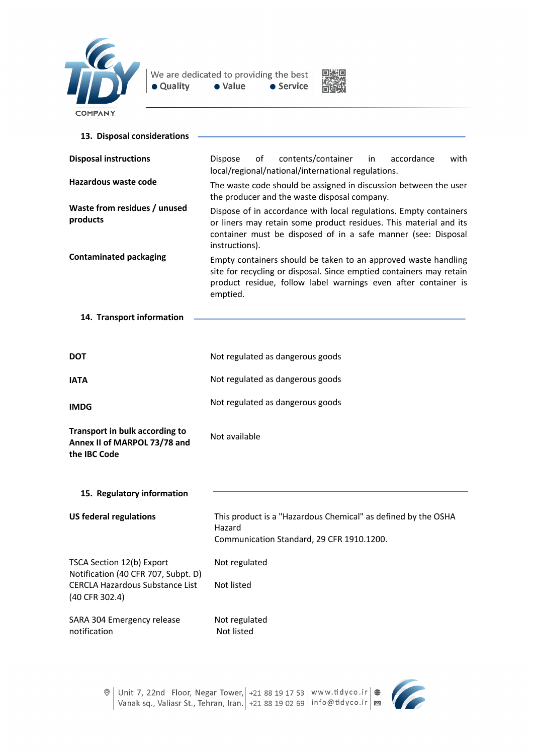## 13. Disposal considerations

| | |
|---|---|
| **Disposal instructions** | Dispose of contents/container in accordance with local/regional/national/international regulations. |
| **Hazardous waste code** | The waste code should be assigned in discussion between the user the producer and the waste disposal company. |
| **Waste from residues / unused products** | Dispose of in accordance with local regulations. Empty containers or liners may retain some product residues. This material and its container must be disposed of in a safe manner (see: Disposal instructions). |
| **Contaminated packaging** | Empty containers should be taken to an approved waste handling site for recycling or disposal. Since emptied containers may retain product residue, follow label warnings even after container is emptied. |

## 14. Transport information

| | |
|---|---|
| **DOT** | Not regulated as dangerous goods |
| **IATA** | Not regulated as dangerous goods |
| **IMDG** | Not regulated as dangerous goods |
| **Transport in bulk according to Annex II of MARPOL 73/78 and the IBC Code** | Not available |

## 15. Regulatory information

| | |
|---|---|
| **US federal regulations** | This product is a "Hazardous Chemical" as defined by the OSHA Hazard Communication Standard, 29 CFR 1910.1200. |
| TSCA Section 12(b) Export Notification (40 CFR 707, Subpt. D) | Not regulated |
| CERCLA Hazardous Substance List (40 CFR 302.4) | Not listed |
| SARA 304 Emergency release notification | Not regulated<br>Not listed |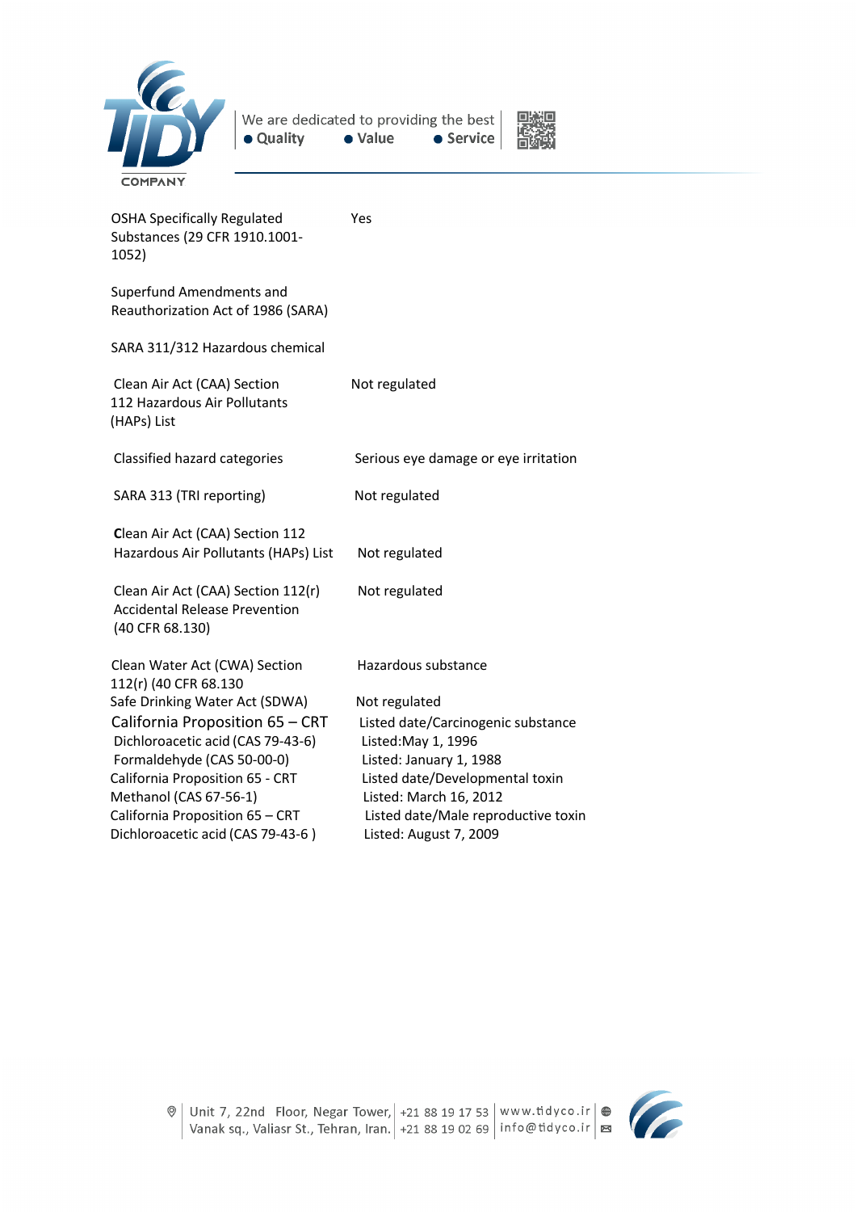| | |
|---|---|
| OSHA Specifically Regulated Substances (29 CFR 1910.1001-1052) | Yes |
| Superfund Amendments and Reauthorization Act of 1986 (SARA) | |
| SARA 311/312 Hazardous chemical | |
| Clean Air Act (CAA) Section 112 Hazardous Air Pollutants (HAPs) List | Not regulated |
| Classified hazard categories | Serious eye damage or eye irritation |
| SARA 313 (TRI reporting) | Not regulated |
| Clean Air Act (CAA) Section 112 Hazardous Air Pollutants (HAPs) List | Not regulated |
| Clean Air Act (CAA) Section 112(r) Accidental Release Prevention (40 CFR 68.130) | Not regulated |
| Clean Water Act (CWA) Section 112(r) (40 CFR 68.130 | Hazardous substance |
| Safe Drinking Water Act (SDWA) | Not regulated |
| California Proposition 65 – CRT | Listed date/Carcinogenic substance |
| Dichloroacetic acid (CAS 79-43-6) | Listed:May 1, 1996 |
| Formaldehyde (CAS 50-00-0) | Listed: January 1, 1988 |
| California Proposition 65 - CRT | Listed date/Developmental toxin |
| Methanol (CAS 67-56-1) | Listed: March 16, 2012 |
| California Proposition 65 – CRT | Listed date/Male reproductive toxin |
| Dichloroacetic acid (CAS 79-43-6 ) | Listed: August 7, 2009 |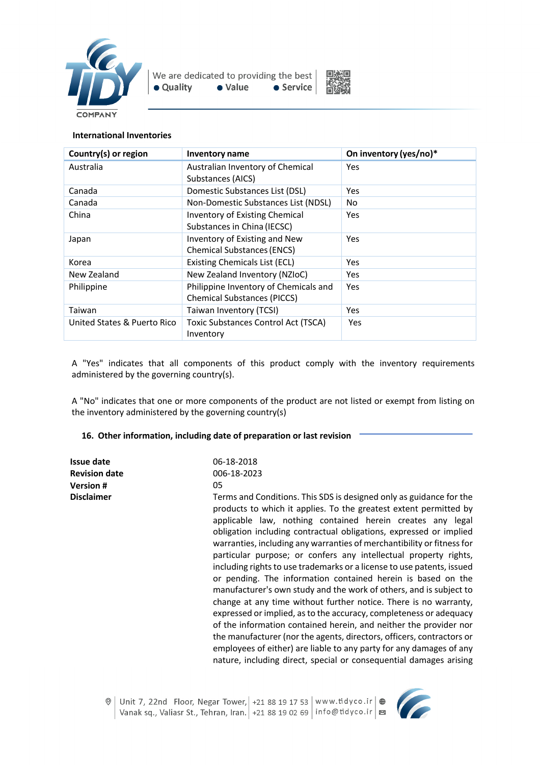**International Inventories**

| Country(s) or region | Inventory name | On inventory (yes/no)* |
|---|---|---|
| Australia | Australian Inventory of Chemical Substances (AICS) | Yes |
| Canada | Domestic Substances List (DSL) | Yes |
| Canada | Non-Domestic Substances List (NDSL) | No |
| China | Inventory of Existing Chemical Substances in China (IECSC) | Yes |
| Japan | Inventory of Existing and New Chemical Substances (ENCS) | Yes |
| Korea | Existing Chemicals List (ECL) | Yes |
| New Zealand | New Zealand Inventory (NZIoC) | Yes |
| Philippine | Philippine Inventory of Chemicals and Chemical Substances (PICCS) | Yes |
| Taiwan | Taiwan Inventory (TCSI) | Yes |
| United States & Puerto Rico | Toxic Substances Control Act (TSCA) Inventory | Yes |

A "Yes" indicates that all components of this product comply with the inventory requirements administered by the governing country(s).

A "No" indicates that one or more components of the product are not listed or exempt from listing on the inventory administered by the governing country(s)

## 16. Other information, including date of preparation or last revision

| | |
|---|---|
| **Issue date** | 06-18-2018 |
| **Revision date** | 006-18-2023 |
| **Version #** | 05 |
| **Disclaimer** | Terms and Conditions. This SDS is designed only as guidance for the products to which it applies. To the greatest extent permitted by applicable law, nothing contained herein creates any legal obligation including contractual obligations, expressed or implied warranties, including any warranties of merchantibility or fitness for particular purpose; or confers any intellectual property rights, including rights to use trademarks or a license to use patents, issued or pending. The information contained herein is based on the manufacturer's own study and the work of others, and is subject to change at any time without further notice. There is no warranty, expressed or implied, as to the accuracy, completeness or adequacy of the information contained herein, and neither the provider nor the manufacturer (nor the agents, directors, officers, contractors or employees of either) are liable to any party for any damages of any nature, including direct, special or consequential damages arising |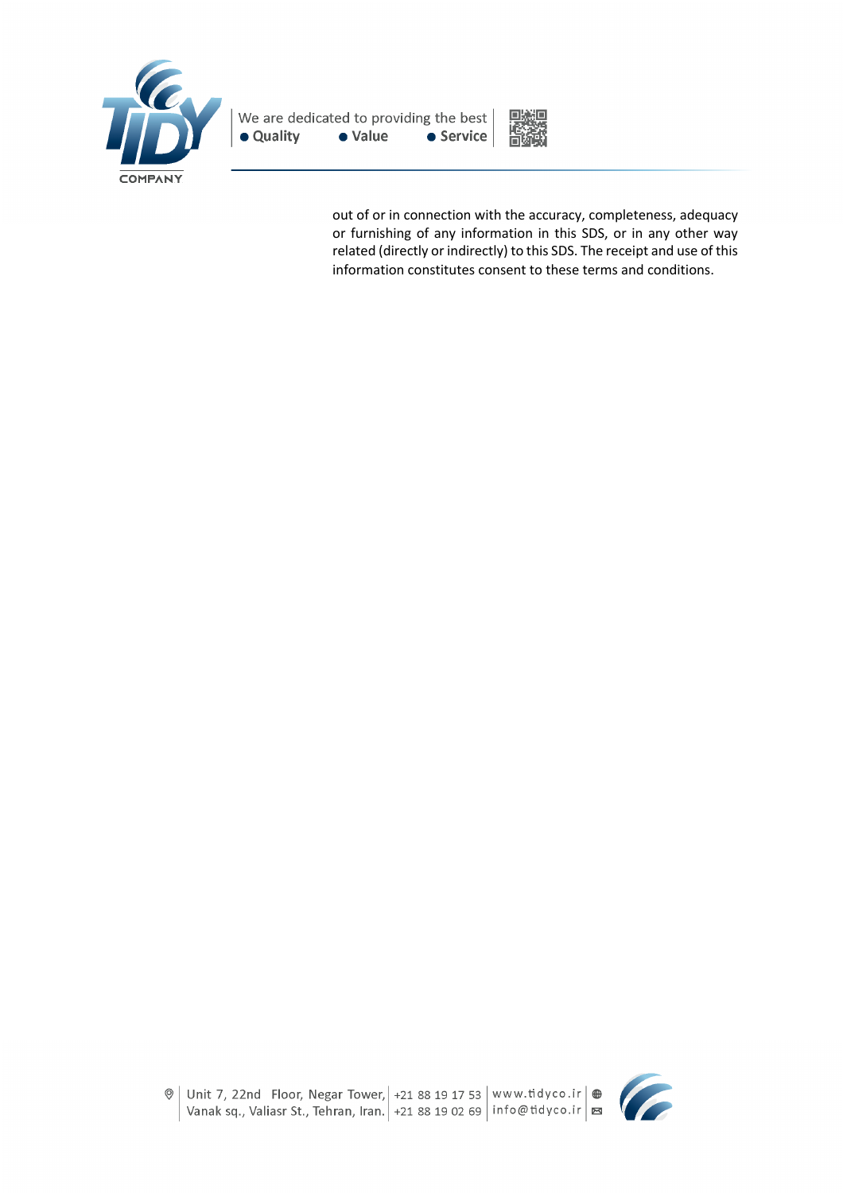out of or in connection with the accuracy, completeness, adequacy or furnishing of any information in this SDS, or in any other way related (directly or indirectly) to this SDS. The receipt and use of this information constitutes consent to these terms and conditions.